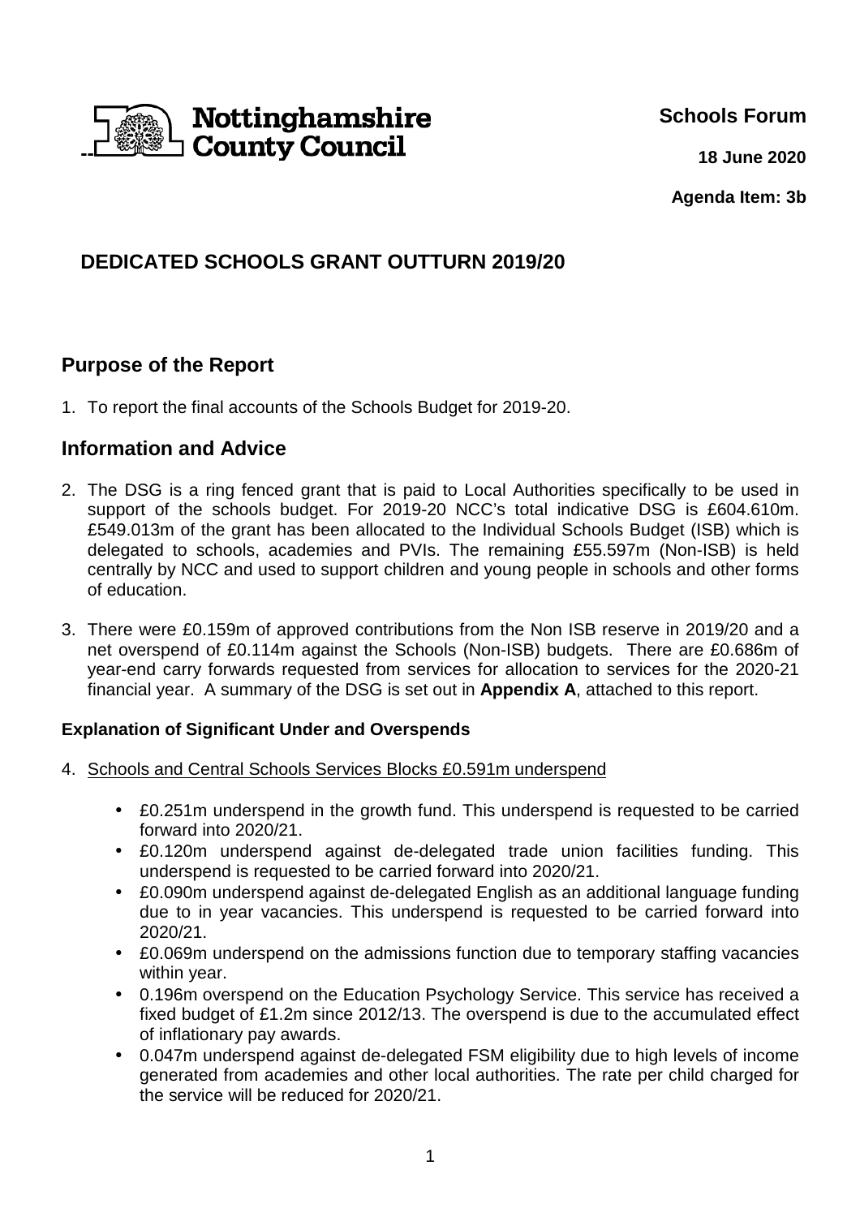Nottinghamshire County Council

**Schools Forum**

**18 June 2020**

**Agenda Item: 3b**

# DEDICATED SCHOOLS GRANT OUTTURN 2019/20

## Purpose of the Report

1. To report the final accounts of the Schools Budget for 2019-20.

## Information and Advice

2. The DSG is a ring fenced grant that is paid to Local Authorities specifically to be used in support of the schools budget. For 2019-20 NCC's total indicative DSG is £604.610m. £549.013m of the grant has been allocated to the Individual Schools Budget (ISB) which is delegated to schools, academies and PVIs. The remaining £55.597m (Non-ISB) is held centrally by NCC and used to support children and young people in schools and other forms of education.

3. There were £0.159m of approved contributions from the Non ISB reserve in 2019/20 and a net overspend of £0.114m against the Schools (Non-ISB) budgets. There are £0.686m of year-end carry forwards requested from services for allocation to services for the 2020-21 financial year. A summary of the DSG is set out in **Appendix A**, attached to this report.

### Explanation of Significant Under and Overspends

4. <u>Schools and Central Schools Services Blocks £0.591m underspend</u>

   - £0.251m underspend in the growth fund. This underspend is requested to be carried forward into 2020/21.
   - £0.120m underspend against de-delegated trade union facilities funding. This underspend is requested to be carried forward into 2020/21.
   - £0.090m underspend against de-delegated English as an additional language funding due to in year vacancies. This underspend is requested to be carried forward into 2020/21.
   - £0.069m underspend on the admissions function due to temporary staffing vacancies within year.
   - 0.196m overspend on the Education Psychology Service. This service has received a fixed budget of £1.2m since 2012/13. The overspend is due to the accumulated effect of inflationary pay awards.
   - 0.047m underspend against de-delegated FSM eligibility due to high levels of income generated from academies and other local authorities. The rate per child charged for the service will be reduced for 2020/21.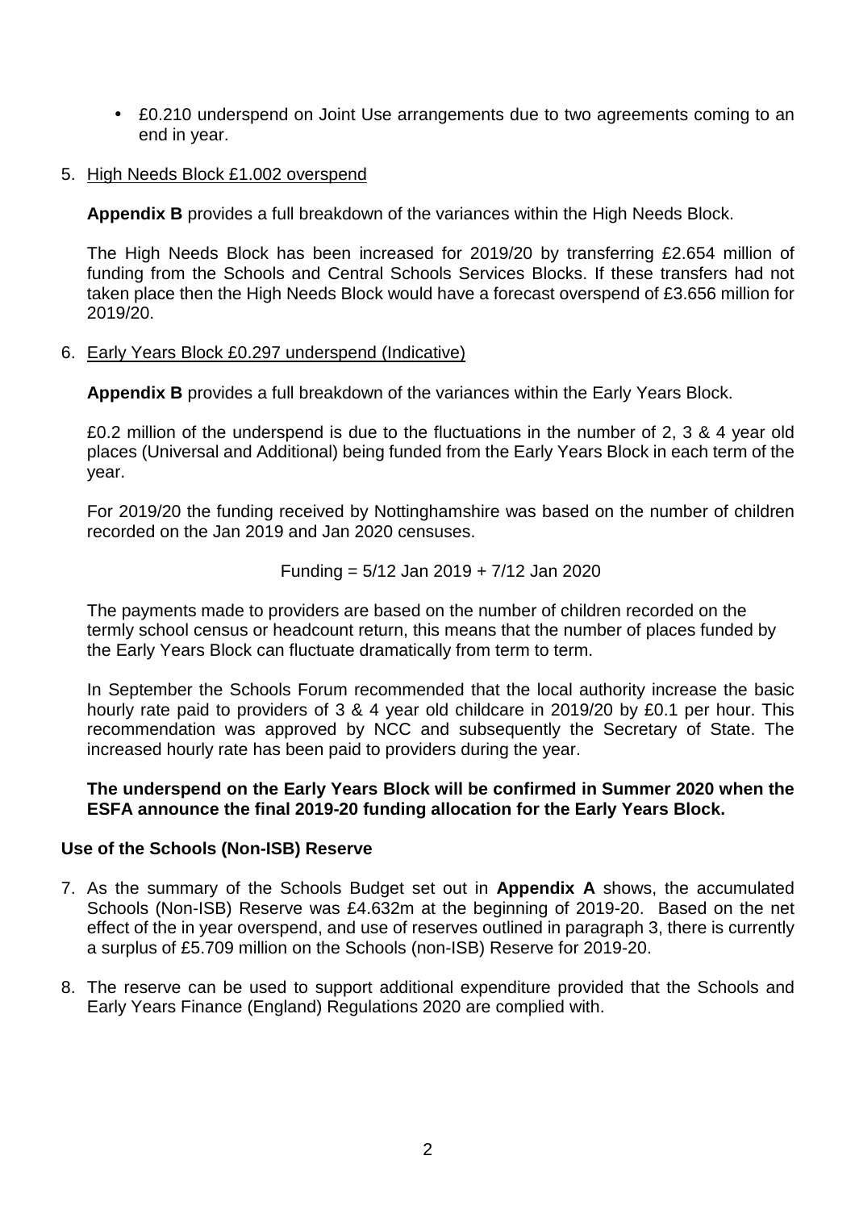- £0.210 underspend on Joint Use arrangements due to two agreements coming to an end in year.

5. <u>High Needs Block £1.002 overspend</u>

   **Appendix B** provides a full breakdown of the variances within the High Needs Block.

   The High Needs Block has been increased for 2019/20 by transferring £2.654 million of funding from the Schools and Central Schools Services Blocks. If these transfers had not taken place then the High Needs Block would have a forecast overspend of £3.656 million for 2019/20.

6. <u>Early Years Block £0.297 underspend (Indicative)</u>

   **Appendix B** provides a full breakdown of the variances within the Early Years Block.

   £0.2 million of the underspend is due to the fluctuations in the number of 2, 3 & 4 year old places (Universal and Additional) being funded from the Early Years Block in each term of the year.

   For 2019/20 the funding received by Nottinghamshire was based on the number of children recorded on the Jan 2019 and Jan 2020 censuses.

   Funding = 5/12 Jan 2019 + 7/12 Jan 2020

   The payments made to providers are based on the number of children recorded on the termly school census or headcount return, this means that the number of places funded by the Early Years Block can fluctuate dramatically from term to term.

   In September the Schools Forum recommended that the local authority increase the basic hourly rate paid to providers of 3 & 4 year old childcare in 2019/20 by £0.1 per hour. This recommendation was approved by NCC and subsequently the Secretary of State. The increased hourly rate has been paid to providers during the year.

   **The underspend on the Early Years Block will be confirmed in Summer 2020 when the ESFA announce the final 2019-20 funding allocation for the Early Years Block.**

**Use of the Schools (Non-ISB) Reserve**

7. As the summary of the Schools Budget set out in **Appendix A** shows, the accumulated Schools (Non-ISB) Reserve was £4.632m at the beginning of 2019-20. Based on the net effect of the in year overspend, and use of reserves outlined in paragraph 3, there is currently a surplus of £5.709 million on the Schools (non-ISB) Reserve for 2019-20.

8. The reserve can be used to support additional expenditure provided that the Schools and Early Years Finance (England) Regulations 2020 are complied with.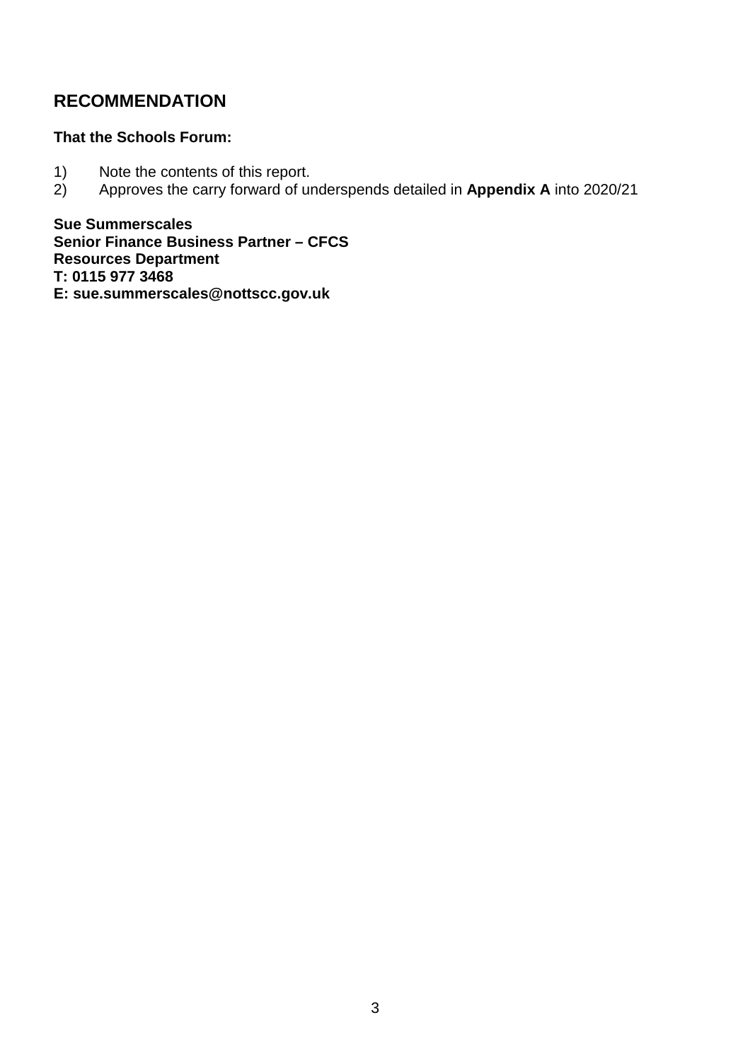## RECOMMENDATION

**That the Schools Forum:**

1) Note the contents of this report.
2) Approves the carry forward of underspends detailed in **Appendix A** into 2020/21

**Sue Summerscales**
**Senior Finance Business Partner – CFCS**
**Resources Department**
**T: 0115 977 3468**
**E: sue.summerscales@nottscc.gov.uk**